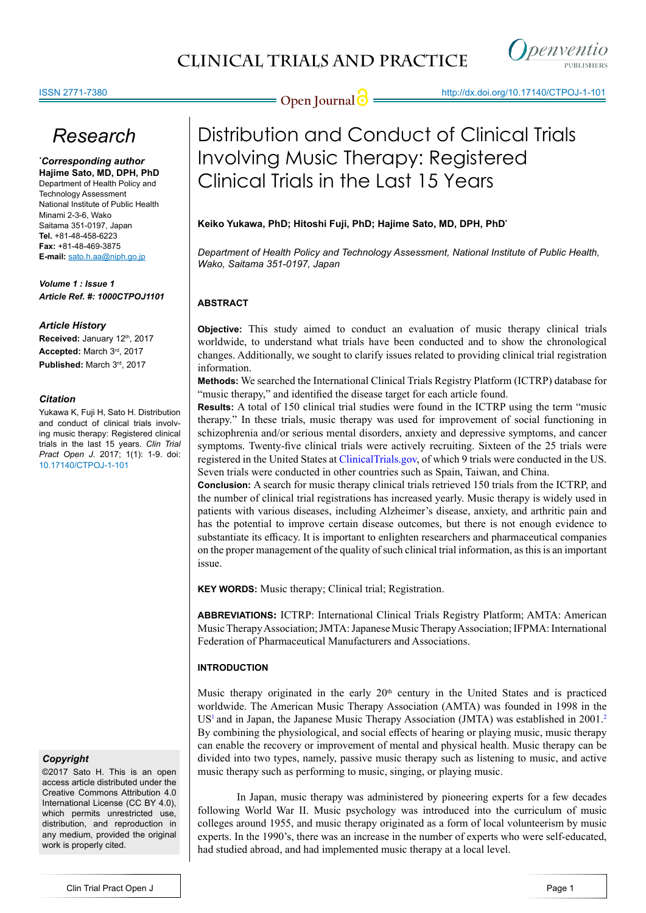# Research

***Corresponding author**
**Hajime Sato, MD, DPH, PhD**
Department of Health Policy and Technology Assessment
National Institute of Public Health
Minami 2-3-6, Wako
Saitama 351-0197, Japan
**Tel.** +81-48-458-6223
**Fax:** +81-48-469-3875
**E-mail:** sato.h.aa@niph.go.jp

***Volume 1 : Issue 1***
***Article Ref. #: 1000CTPOJ1101***

### Article History

**Received:** January 12th, 2017
**Accepted:** March 3rd, 2017
**Published:** March 3rd, 2017

### Citation

Yukawa K, Fuji H, Sato H. Distribution and conduct of clinical trials involving music therapy: Registered clinical trials in the last 15 years. *Clin Trial Pract Open J.* 2017; 1(1): 1-9. doi: 10.17140/CTPOJ-1-101

### Copyright

©2017 Sato H. This is an open access article distributed under the Creative Commons Attribution 4.0 International License (CC BY 4.0), which permits unrestricted use, distribution, and reproduction in any medium, provided the original work is properly cited.

# Distribution and Conduct of Clinical Trials Involving Music Therapy: Registered Clinical Trials in the Last 15 Years

**Keiko Yukawa, PhD; Hitoshi Fuji, PhD; Hajime Sato, MD, DPH, PhD***

*Department of Health Policy and Technology Assessment, National Institute of Public Health, Wako, Saitama 351-0197, Japan*

## ABSTRACT

**Objective:** This study aimed to conduct an evaluation of music therapy clinical trials worldwide, to understand what trials have been conducted and to show the chronological changes. Additionally, we sought to clarify issues related to providing clinical trial registration information.

**Methods:** We searched the International Clinical Trials Registry Platform (ICTRP) database for "music therapy," and identified the disease target for each article found.

**Results:** A total of 150 clinical trial studies were found in the ICTRP using the term "music therapy." In these trials, music therapy was used for improvement of social functioning in schizophrenia and/or serious mental disorders, anxiety and depressive symptoms, and cancer symptoms. Twenty-five clinical trials were actively recruiting. Sixteen of the 25 trials were registered in the United States at ClinicalTrials.gov, of which 9 trials were conducted in the US. Seven trials were conducted in other countries such as Spain, Taiwan, and China.

**Conclusion:** A search for music therapy clinical trials retrieved 150 trials from the ICTRP, and the number of clinical trial registrations has increased yearly. Music therapy is widely used in patients with various diseases, including Alzheimer's disease, anxiety, and arthritic pain and has the potential to improve certain disease outcomes, but there is not enough evidence to substantiate its efficacy. It is important to enlighten researchers and pharmaceutical companies on the proper management of the quality of such clinical trial information, as this is an important issue.

**KEY WORDS:** Music therapy; Clinical trial; Registration.

**ABBREVIATIONS:** ICTRP: International Clinical Trials Registry Platform; AMTA: American Music Therapy Association; JMTA: Japanese Music Therapy Association; IFPMA: International Federation of Pharmaceutical Manufacturers and Associations.

## INTRODUCTION

Music therapy originated in the early 20th century in the United States and is practiced worldwide. The American Music Therapy Association (AMTA) was founded in 1998 in the US[1] and in Japan, the Japanese Music Therapy Association (JMTA) was established in 2001.[2] By combining the physiological, and social effects of hearing or playing music, music therapy can enable the recovery or improvement of mental and physical health. Music therapy can be divided into two types, namely, passive music therapy such as listening to music, and active music therapy such as performing to music, singing, or playing music.

In Japan, music therapy was administered by pioneering experts for a few decades following World War II. Music psychology was introduced into the curriculum of music colleges around 1955, and music therapy originated as a form of local volunteerism by music experts. In the 1990's, there was an increase in the number of experts who were self-educated, had studied abroad, and had implemented music therapy at a local level.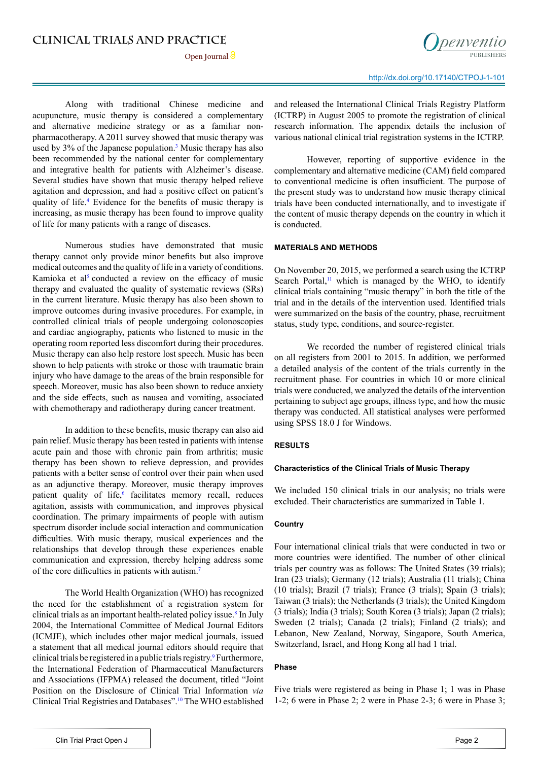Along with traditional Chinese medicine and acupuncture, music therapy is considered a complementary and alternative medicine strategy or as a familiar non-pharmacotherapy. A 2011 survey showed that music therapy was used by 3% of the Japanese population.[3] Music therapy has also been recommended by the national center for complementary and integrative health for patients with Alzheimer's disease. Several studies have shown that music therapy helped relieve agitation and depression, and had a positive effect on patient's quality of life.[4] Evidence for the benefits of music therapy is increasing, as music therapy has been found to improve quality of life for many patients with a range of diseases.

Numerous studies have demonstrated that music therapy cannot only provide minor benefits but also improve medical outcomes and the quality of life in a variety of conditions. Kamioka et al[5] conducted a review on the efficacy of music therapy and evaluated the quality of systematic reviews (SRs) in the current literature. Music therapy has also been shown to improve outcomes during invasive procedures. For example, in controlled clinical trials of people undergoing colonoscopies and cardiac angiography, patients who listened to music in the operating room reported less discomfort during their procedures. Music therapy can also help restore lost speech. Music has been shown to help patients with stroke or those with traumatic brain injury who have damage to the areas of the brain responsible for speech. Moreover, music has also been shown to reduce anxiety and the side effects, such as nausea and vomiting, associated with chemotherapy and radiotherapy during cancer treatment.

In addition to these benefits, music therapy can also aid pain relief. Music therapy has been tested in patients with intense acute pain and those with chronic pain from arthritis; music therapy has been shown to relieve depression, and provides patients with a better sense of control over their pain when used as an adjunctive therapy. Moreover, music therapy improves patient quality of life,[6] facilitates memory recall, reduces agitation, assists with communication, and improves physical coordination. The primary impairments of people with autism spectrum disorder include social interaction and communication difficulties. With music therapy, musical experiences and the relationships that develop through these experiences enable communication and expression, thereby helping address some of the core difficulties in patients with autism.[7]

The World Health Organization (WHO) has recognized the need for the establishment of a registration system for clinical trials as an important health-related policy issue.[8] In July 2004, the International Committee of Medical Journal Editors (ICMJE), which includes other major medical journals, issued a statement that all medical journal editors should require that clinical trials be registered in a public trials registry.[9] Furthermore, the International Federation of Pharmaceutical Manufacturers and Associations (IFPMA) released the document, titled "Joint Position on the Disclosure of Clinical Trial Information *via* Clinical Trial Registries and Databases".[10] The WHO established and released the International Clinical Trials Registry Platform (ICTRP) in August 2005 to promote the registration of clinical research information. The appendix details the inclusion of various national clinical trial registration systems in the ICTRP.

However, reporting of supportive evidence in the complementary and alternative medicine (CAM) field compared to conventional medicine is often insufficient. The purpose of the present study was to understand how music therapy clinical trials have been conducted internationally, and to investigate if the content of music therapy depends on the country in which it is conducted.

## MATERIALS AND METHODS

On November 20, 2015, we performed a search using the ICTRP Search Portal,[11] which is managed by the WHO, to identify clinical trials containing "music therapy" in both the title of the trial and in the details of the intervention used. Identified trials were summarized on the basis of the country, phase, recruitment status, study type, conditions, and source-register.

We recorded the number of registered clinical trials on all registers from 2001 to 2015. In addition, we performed a detailed analysis of the content of the trials currently in the recruitment phase. For countries in which 10 or more clinical trials were conducted, we analyzed the details of the intervention pertaining to subject age groups, illness type, and how the music therapy was conducted. All statistical analyses were performed using SPSS 18.0 J for Windows.

## RESULTS

### Characteristics of the Clinical Trials of Music Therapy

We included 150 clinical trials in our analysis; no trials were excluded. Their characteristics are summarized in Table 1.

### Country

Four international clinical trials that were conducted in two or more countries were identified. The number of other clinical trials per country was as follows: The United States (39 trials); Iran (23 trials); Germany (12 trials); Australia (11 trials); China (10 trials); Brazil (7 trials); France (3 trials); Spain (3 trials); Taiwan (3 trials); the Netherlands (3 trials); the United Kingdom (3 trials); India (3 trials); South Korea (3 trials); Japan (2 trials); Sweden (2 trials); Canada (2 trials); Finland (2 trials); and Lebanon, New Zealand, Norway, Singapore, South America, Switzerland, Israel, and Hong Kong all had 1 trial.

### Phase

Five trials were registered as being in Phase 1; 1 was in Phase 1-2; 6 were in Phase 2; 2 were in Phase 2-3; 6 were in Phase 3;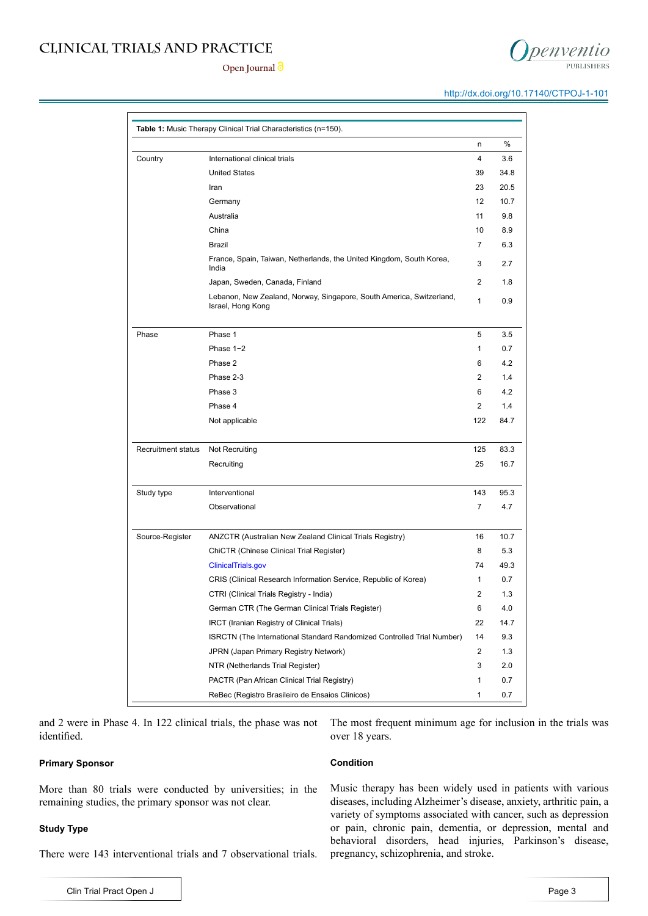**Table 1:** Music Therapy Clinical Trial Characteristics (n=150).

| | | n | % |
|---|---|---|---|
| Country | International clinical trials | 4 | 3.6 |
| | United States | 39 | 34.8 |
| | Iran | 23 | 20.5 |
| | Germany | 12 | 10.7 |
| | Australia | 11 | 9.8 |
| | China | 10 | 8.9 |
| | Brazil | 7 | 6.3 |
| | France, Spain, Taiwan, Netherlands, the United Kingdom, South Korea, India | 3 | 2.7 |
| | Japan, Sweden, Canada, Finland | 2 | 1.8 |
| | Lebanon, New Zealand, Norway, Singapore, South America, Switzerland, Israel, Hong Kong | 1 | 0.9 |
| Phase | Phase 1 | 5 | 3.5 |
| | Phase 1−2 | 1 | 0.7 |
| | Phase 2 | 6 | 4.2 |
| | Phase 2-3 | 2 | 1.4 |
| | Phase 3 | 6 | 4.2 |
| | Phase 4 | 2 | 1.4 |
| | Not applicable | 122 | 84.7 |
| Recruitment status | Not Recruiting | 125 | 83.3 |
| | Recruiting | 25 | 16.7 |
| Study type | Interventional | 143 | 95.3 |
| | Observational | 7 | 4.7 |
| Source-Register | ANZCTR (Australian New Zealand Clinical Trials Registry) | 16 | 10.7 |
| | ChiCTR (Chinese Clinical Trial Register) | 8 | 5.3 |
| | ClinicalTrials.gov | 74 | 49.3 |
| | CRIS (Clinical Research Information Service, Republic of Korea) | 1 | 0.7 |
| | CTRI (Clinical Trials Registry - India) | 2 | 1.3 |
| | German CTR (The German Clinical Trials Register) | 6 | 4.0 |
| | IRCT (Iranian Registry of Clinical Trials) | 22 | 14.7 |
| | ISRCTN (The International Standard Randomized Controlled Trial Number) | 14 | 9.3 |
| | JPRN (Japan Primary Registry Network) | 2 | 1.3 |
| | NTR (Netherlands Trial Register) | 3 | 2.0 |
| | PACTR (Pan African Clinical Trial Registry) | 1 | 0.7 |
| | ReBec (Registro Brasileiro de Ensaios Clinicos) | 1 | 0.7 |

and 2 were in Phase 4. In 122 clinical trials, the phase was not identified.

#### Primary Sponsor

More than 80 trials were conducted by universities; in the remaining studies, the primary sponsor was not clear.

#### Study Type

There were 143 interventional trials and 7 observational trials. The most frequent minimum age for inclusion in the trials was over 18 years.

#### Condition

Music therapy has been widely used in patients with various diseases, including Alzheimer's disease, anxiety, arthritic pain, a variety of symptoms associated with cancer, such as depression or pain, chronic pain, dementia, or depression, mental and behavioral disorders, head injuries, Parkinson's disease, pregnancy, schizophrenia, and stroke.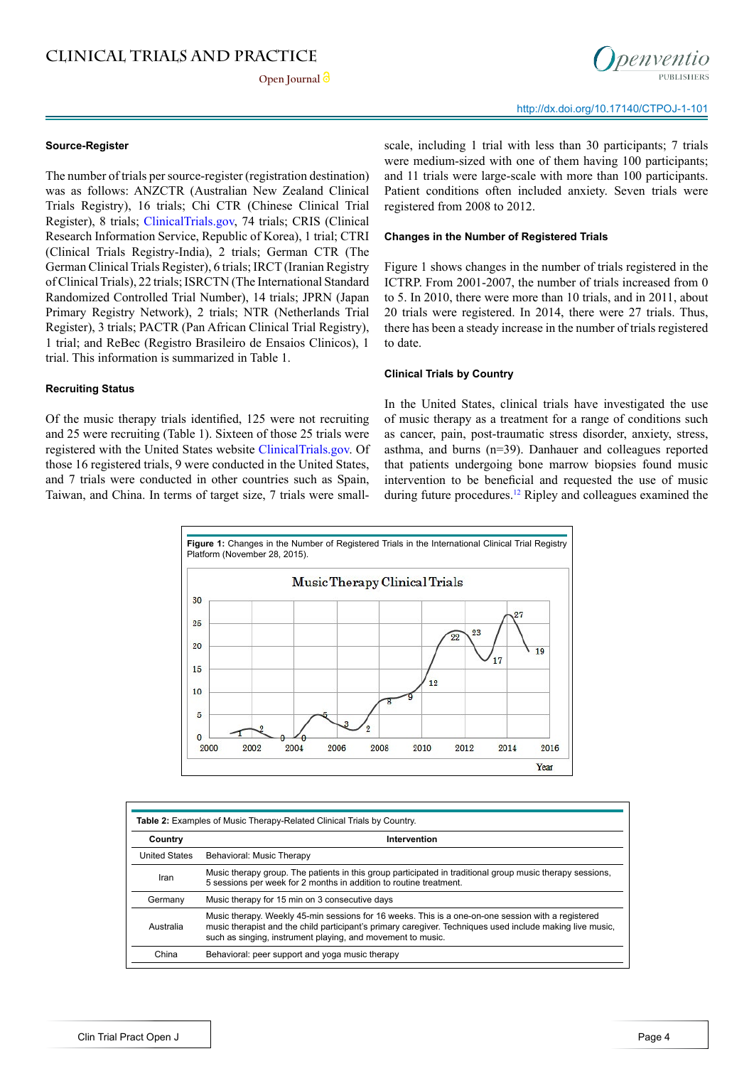#### Source-Register

The number of trials per source-register (registration destination) was as follows: ANZCTR (Australian New Zealand Clinical Trials Registry), 16 trials; Chi CTR (Chinese Clinical Trial Register), 8 trials; ClinicalTrials.gov, 74 trials; CRIS (Clinical Research Information Service, Republic of Korea), 1 trial; CTRI (Clinical Trials Registry-India), 2 trials; German CTR (The German Clinical Trials Register), 6 trials; IRCT (Iranian Registry of Clinical Trials), 22 trials; ISRCTN (The International Standard Randomized Controlled Trial Number), 14 trials; JPRN (Japan Primary Registry Network), 2 trials; NTR (Netherlands Trial Register), 3 trials; PACTR (Pan African Clinical Trial Registry), 1 trial; and ReBec (Registro Brasileiro de Ensaios Clinicos), 1 trial. This information is summarized in Table 1.

#### Recruiting Status

Of the music therapy trials identified, 125 were not recruiting and 25 were recruiting (Table 1). Sixteen of those 25 trials were registered with the United States website ClinicalTrials.gov. Of those 16 registered trials, 9 were conducted in the United States, and 7 trials were conducted in other countries such as Spain, Taiwan, and China. In terms of target size, 7 trials were small-scale, including 1 trial with less than 30 participants; 7 trials were medium-sized with one of them having 100 participants; and 11 trials were large-scale with more than 100 participants. Patient conditions often included anxiety. Seven trials were registered from 2008 to 2012.

#### Changes in the Number of Registered Trials

Figure 1 shows changes in the number of trials registered in the ICTRP. From 2001-2007, the number of trials increased from 0 to 5. In 2010, there were more than 10 trials, and in 2011, about 20 trials were registered. In 2014, there were 27 trials. Thus, there has been a steady increase in the number of trials registered to date.

#### Clinical Trials by Country

In the United States, clinical trials have investigated the use of music therapy as a treatment for a range of conditions such as cancer, pain, post-traumatic stress disorder, anxiety, stress, asthma, and burns (n=39). Danhauer and colleagues reported that patients undergoing bone marrow biopsies found music intervention to be beneficial and requested the use of music during future procedures.[12] Ripley and colleagues examined the

**Figure 1:** Changes in the Number of Registered Trials in the International Clinical Trial Registry Platform (November 28, 2015).

| Year | 2001 | 2002 | 2003 | 2004 | 2005 | 2006 | 2007 | 2008 | 2009 | 2010 | 2011 | 2012 | 2013 | 2014 | 2015 |
|---|---|---|---|---|---|---|---|---|---|---|---|---|---|---|---|
| Music Therapy Clinical Trials | 1 | 2 | 0 | 0 | 5 | 3 | 2 | 8 | 9 | 12 | 22 | 23 | 17 | 27 | 19 |

**Table 2:** Examples of Music Therapy-Related Clinical Trials by Country.

| Country | Intervention |
|---|---|
| United States | Behavioral: Music Therapy |
| Iran | Music therapy group. The patients in this group participated in traditional group music therapy sessions, 5 sessions per week for 2 months in addition to routine treatment. |
| Germany | Music therapy for 15 min on 3 consecutive days |
| Australia | Music therapy. Weekly 45-min sessions for 16 weeks. This is a one-on-one session with a registered music therapist and the child participant's primary caregiver. Techniques used include making live music, such as singing, instrument playing, and movement to music. |
| China | Behavioral: peer support and yoga music therapy |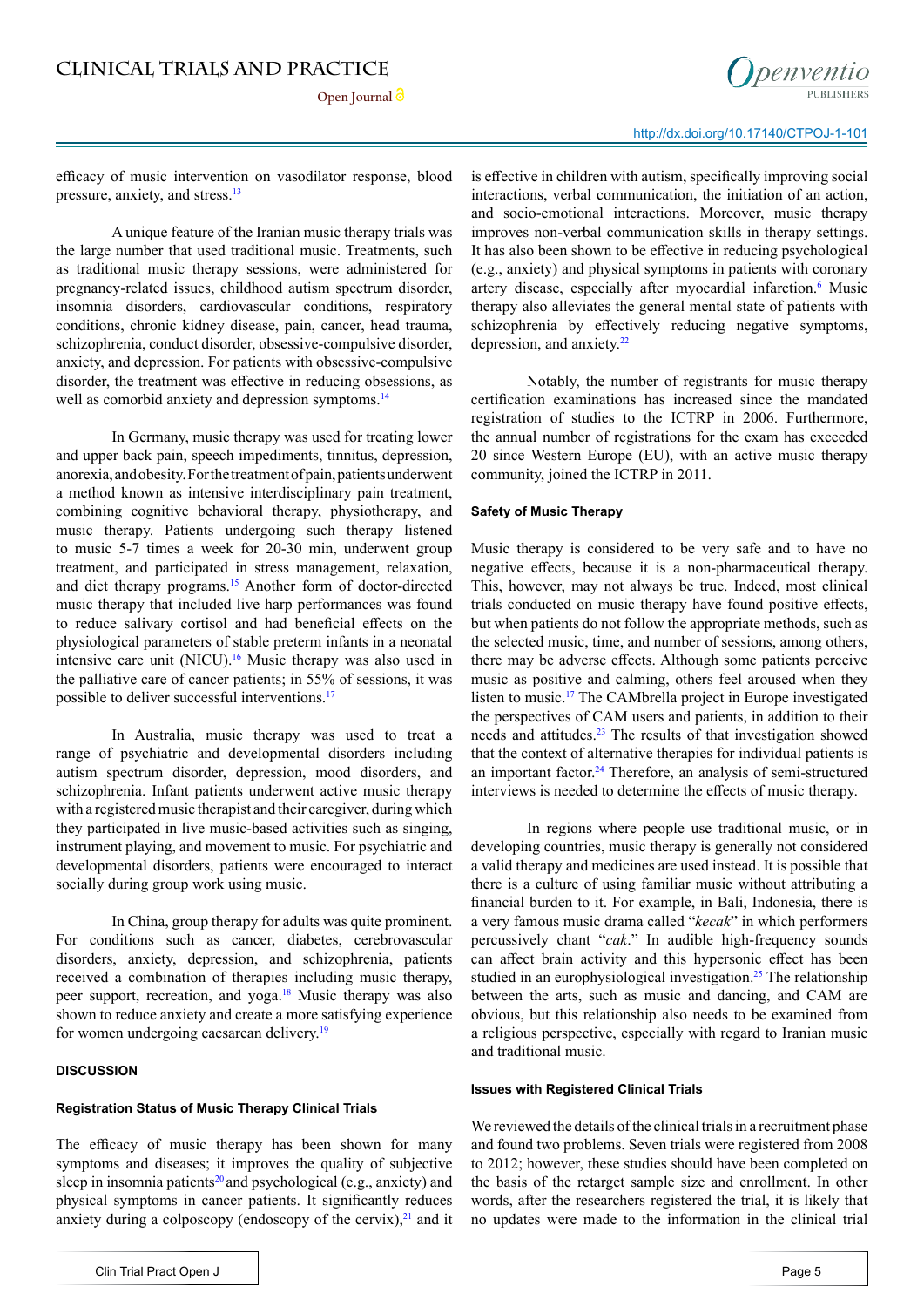efficacy of music intervention on vasodilator response, blood pressure, anxiety, and stress.[13]

A unique feature of the Iranian music therapy trials was the large number that used traditional music. Treatments, such as traditional music therapy sessions, were administered for pregnancy-related issues, childhood autism spectrum disorder, insomnia disorders, cardiovascular conditions, respiratory conditions, chronic kidney disease, pain, cancer, head trauma, schizophrenia, conduct disorder, obsessive-compulsive disorder, anxiety, and depression. For patients with obsessive-compulsive disorder, the treatment was effective in reducing obsessions, as well as comorbid anxiety and depression symptoms.[14]

In Germany, music therapy was used for treating lower and upper back pain, speech impediments, tinnitus, depression, anorexia, and obesity. For the treatment of pain, patients underwent a method known as intensive interdisciplinary pain treatment, combining cognitive behavioral therapy, physiotherapy, and music therapy. Patients undergoing such therapy listened to music 5-7 times a week for 20-30 min, underwent group treatment, and participated in stress management, relaxation, and diet therapy programs.[15] Another form of doctor-directed music therapy that included live harp performances was found to reduce salivary cortisol and had beneficial effects on the physiological parameters of stable preterm infants in a neonatal intensive care unit (NICU).[16] Music therapy was also used in the palliative care of cancer patients; in 55% of sessions, it was possible to deliver successful interventions.[17]

In Australia, music therapy was used to treat a range of psychiatric and developmental disorders including autism spectrum disorder, depression, mood disorders, and schizophrenia. Infant patients underwent active music therapy with a registered music therapist and their caregiver, during which they participated in live music-based activities such as singing, instrument playing, and movement to music. For psychiatric and developmental disorders, patients were encouraged to interact socially during group work using music.

In China, group therapy for adults was quite prominent. For conditions such as cancer, diabetes, cerebrovascular disorders, anxiety, depression, and schizophrenia, patients received a combination of therapies including music therapy, peer support, recreation, and yoga.[18] Music therapy was also shown to reduce anxiety and create a more satisfying experience for women undergoing caesarean delivery.[19]

## DISCUSSION

### Registration Status of Music Therapy Clinical Trials

The efficacy of music therapy has been shown for many symptoms and diseases; it improves the quality of subjective sleep in insomnia patients[20] and psychological (e.g., anxiety) and physical symptoms in cancer patients. It significantly reduces anxiety during a colposcopy (endoscopy of the cervix),[21] and it is effective in children with autism, specifically improving social interactions, verbal communication, the initiation of an action, and socio-emotional interactions. Moreover, music therapy improves non-verbal communication skills in therapy settings. It has also been shown to be effective in reducing psychological (e.g., anxiety) and physical symptoms in patients with coronary artery disease, especially after myocardial infarction.[6] Music therapy also alleviates the general mental state of patients with schizophrenia by effectively reducing negative symptoms, depression, and anxiety.[22]

Notably, the number of registrants for music therapy certification examinations has increased since the mandated registration of studies to the ICTRP in 2006. Furthermore, the annual number of registrations for the exam has exceeded 20 since Western Europe (EU), with an active music therapy community, joined the ICTRP in 2011.

### Safety of Music Therapy

Music therapy is considered to be very safe and to have no negative effects, because it is a non-pharmaceutical therapy. This, however, may not always be true. Indeed, most clinical trials conducted on music therapy have found positive effects, but when patients do not follow the appropriate methods, such as the selected music, time, and number of sessions, among others, there may be adverse effects. Although some patients perceive music as positive and calming, others feel aroused when they listen to music.[17] The CAMbrella project in Europe investigated the perspectives of CAM users and patients, in addition to their needs and attitudes.[23] The results of that investigation showed that the context of alternative therapies for individual patients is an important factor.[24] Therefore, an analysis of semi-structured interviews is needed to determine the effects of music therapy.

In regions where people use traditional music, or in developing countries, music therapy is generally not considered a valid therapy and medicines are used instead. It is possible that there is a culture of using familiar music without attributing a financial burden to it. For example, in Bali, Indonesia, there is a very famous music drama called "*kecak*" in which performers percussively chant "*cak*." In audible high-frequency sounds can affect brain activity and this hypersonic effect has been studied in an europhysiological investigation.[25] The relationship between the arts, such as music and dancing, and CAM are obvious, but this relationship also needs to be examined from a religious perspective, especially with regard to Iranian music and traditional music.

### Issues with Registered Clinical Trials

We reviewed the details of the clinical trials in a recruitment phase and found two problems. Seven trials were registered from 2008 to 2012; however, these studies should have been completed on the basis of the retarget sample size and enrollment. In other words, after the researchers registered the trial, it is likely that no updates were made to the information in the clinical trial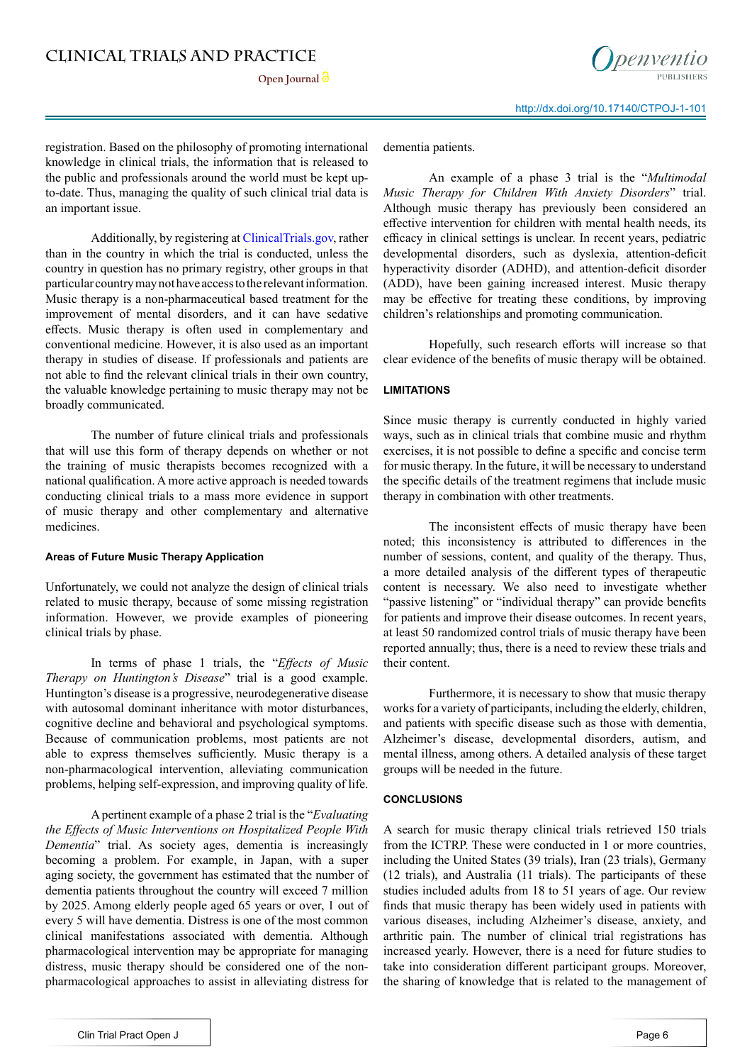registration. Based on the philosophy of promoting international knowledge in clinical trials, the information that is released to the public and professionals around the world must be kept up-to-date. Thus, managing the quality of such clinical trial data is an important issue.

Additionally, by registering at ClinicalTrials.gov, rather than in the country in which the trial is conducted, unless the country in question has no primary registry, other groups in that particular country may not have access to the relevant information. Music therapy is a non-pharmaceutical based treatment for the improvement of mental disorders, and it can have sedative effects. Music therapy is often used in complementary and conventional medicine. However, it is also used as an important therapy in studies of disease. If professionals and patients are not able to find the relevant clinical trials in their own country, the valuable knowledge pertaining to music therapy may not be broadly communicated.

The number of future clinical trials and professionals that will use this form of therapy depends on whether or not the training of music therapists becomes recognized with a national qualification. A more active approach is needed towards conducting clinical trials to a mass more evidence in support of music therapy and other complementary and alternative medicines.

#### Areas of Future Music Therapy Application

Unfortunately, we could not analyze the design of clinical trials related to music therapy, because of some missing registration information. However, we provide examples of pioneering clinical trials by phase.

In terms of phase 1 trials, the "*Effects of Music Therapy on Huntington's Disease*" trial is a good example. Huntington's disease is a progressive, neurodegenerative disease with autosomal dominant inheritance with motor disturbances, cognitive decline and behavioral and psychological symptoms. Because of communication problems, most patients are not able to express themselves sufficiently. Music therapy is a non-pharmacological intervention, alleviating communication problems, helping self-expression, and improving quality of life.

A pertinent example of a phase 2 trial is the "*Evaluating the Effects of Music Interventions on Hospitalized People With Dementia*" trial. As society ages, dementia is increasingly becoming a problem. For example, in Japan, with a super aging society, the government has estimated that the number of dementia patients throughout the country will exceed 7 million by 2025. Among elderly people aged 65 years or over, 1 out of every 5 will have dementia. Distress is one of the most common clinical manifestations associated with dementia. Although pharmacological intervention may be appropriate for managing distress, music therapy should be considered one of the non-pharmacological approaches to assist in alleviating distress for dementia patients.

An example of a phase 3 trial is the "*Multimodal Music Therapy for Children With Anxiety Disorders*" trial. Although music therapy has previously been considered an effective intervention for children with mental health needs, its efficacy in clinical settings is unclear. In recent years, pediatric developmental disorders, such as dyslexia, attention-deficit hyperactivity disorder (ADHD), and attention-deficit disorder (ADD), have been gaining increased interest. Music therapy may be effective for treating these conditions, by improving children's relationships and promoting communication.

Hopefully, such research efforts will increase so that clear evidence of the benefits of music therapy will be obtained.

### LIMITATIONS

Since music therapy is currently conducted in highly varied ways, such as in clinical trials that combine music and rhythm exercises, it is not possible to define a specific and concise term for music therapy. In the future, it will be necessary to understand the specific details of the treatment regimens that include music therapy in combination with other treatments.

The inconsistent effects of music therapy have been noted; this inconsistency is attributed to differences in the number of sessions, content, and quality of the therapy. Thus, a more detailed analysis of the different types of therapeutic content is necessary. We also need to investigate whether "passive listening" or "individual therapy" can provide benefits for patients and improve their disease outcomes. In recent years, at least 50 randomized control trials of music therapy have been reported annually; thus, there is a need to review these trials and their content.

Furthermore, it is necessary to show that music therapy works for a variety of participants, including the elderly, children, and patients with specific disease such as those with dementia, Alzheimer's disease, developmental disorders, autism, and mental illness, among others. A detailed analysis of these target groups will be needed in the future.

### CONCLUSIONS

A search for music therapy clinical trials retrieved 150 trials from the ICTRP. These were conducted in 1 or more countries, including the United States (39 trials), Iran (23 trials), Germany (12 trials), and Australia (11 trials). The participants of these studies included adults from 18 to 51 years of age. Our review finds that music therapy has been widely used in patients with various diseases, including Alzheimer's disease, anxiety, and arthritic pain. The number of clinical trial registrations has increased yearly. However, there is a need for future studies to take into consideration different participant groups. Moreover, the sharing of knowledge that is related to the management of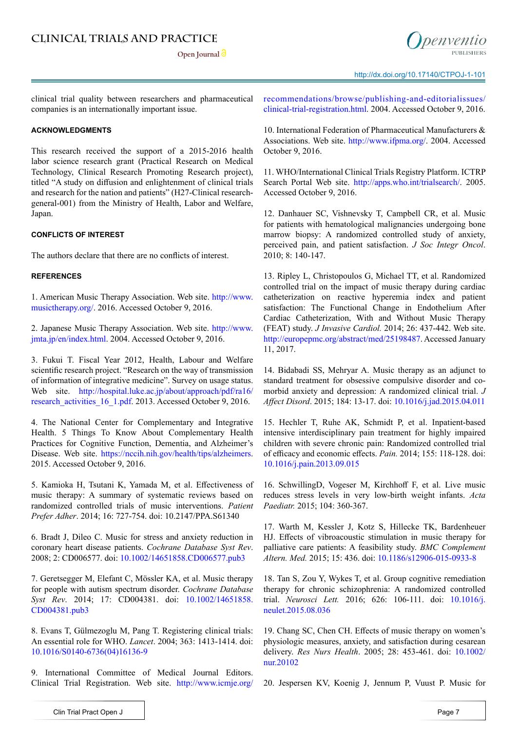clinical trial quality between researchers and pharmaceutical companies is an internationally important issue.

## ACKNOWLEDGMENTS

This research received the support of a 2015-2016 health labor science research grant (Practical Research on Medical Technology, Clinical Research Promoting Research project), titled "A study on diffusion and enlightenment of clinical trials and research for the nation and patients" (H27-Clinical research-general-001) from the Ministry of Health, Labor and Welfare, Japan.

## CONFLICTS OF INTEREST

The authors declare that there are no conflicts of interest.

## REFERENCES

1. American Music Therapy Association. Web site. http://www.musictherapy.org/. 2016. Accessed October 9, 2016.

2. Japanese Music Therapy Association. Web site. http://www.jmta.jp/en/index.html. 2004. Accessed October 9, 2016.

3. Fukui T. Fiscal Year 2012, Health, Labour and Welfare scientific research project. "Research on the way of transmission of information of integrative medicine". Survey on usage status. Web site. http://hospital.luke.ac.jp/about/approach/pdf/ra16/research_activities_16_1.pdf. 2013. Accessed October 9, 2016.

4. The National Center for Complementary and Integrative Health. 5 Things To Know About Complementary Health Practices for Cognitive Function, Dementia, and Alzheimer's Disease. Web site. https://nccih.nih.gov/health/tips/alzheimers. 2015. Accessed October 9, 2016.

5. Kamioka H, Tsutani K, Yamada M, et al. Effectiveness of music therapy: A summary of systematic reviews based on randomized controlled trials of music interventions. *Patient Prefer Adher*. 2014; 16: 727-754. doi: 10.2147/PPA.S61340

6. Bradt J, Dileo C. Music for stress and anxiety reduction in coronary heart disease patients. *Cochrane Database Syst Rev*. 2008; 2: CD006577. doi: 10.1002/14651858.CD006577.pub3

7. Geretsegger M, Elefant C, Mössler KA, et al. Music therapy for people with autism spectrum disorder. *Cochrane Database Syst Rev*. 2014; 17: CD004381. doi: 10.1002/14651858.CD004381.pub3

8. Evans T, Gülmezoglu M, Pang T. Registering clinical trials: An essential role for WHO. *Lancet*. 2004; 363: 1413-1414. doi: 10.1016/S0140-6736(04)16136-9

9. International Committee of Medical Journal Editors. Clinical Trial Registration. Web site. http://www.icmje.org/recommendations/browse/publishing-and-editorialissues/clinical-trial-registration.html. 2004. Accessed October 9, 2016.

10. International Federation of Pharmaceutical Manufacturers & Associations. Web site. http://www.ifpma.org/. 2004. Accessed October 9, 2016.

11. WHO/International Clinical Trials Registry Platform. ICTRP Search Portal Web site. http://apps.who.int/trialsearch/. 2005. Accessed October 9, 2016.

12. Danhauer SC, Vishnevsky T, Campbell CR, et al. Music for patients with hematological malignancies undergoing bone marrow biopsy: A randomized controlled study of anxiety, perceived pain, and patient satisfaction. *J Soc Integr Oncol*. 2010; 8: 140-147.

13. Ripley L, Christopoulos G, Michael TT, et al. Randomized controlled trial on the impact of music therapy during cardiac catheterization on reactive hyperemia index and patient satisfaction: The Functional Change in Endothelium After Cardiac Catheterization, With and Without Music Therapy (FEAT) study. *J Invasive Cardiol.* 2014; 26: 437-442. Web site. http://europepmc.org/abstract/med/25198487. Accessed January 11, 2017.

14. Bidabadi SS, Mehryar A. Music therapy as an adjunct to standard treatment for obsessive compulsive disorder and co-morbid anxiety and depression: A randomized clinical trial. *J Affect Disord*. 2015; 184: 13-17. doi: 10.1016/j.jad.2015.04.011

15. Hechler T, Ruhe AK, Schmidt P, et al. Inpatient-based intensive interdisciplinary pain treatment for highly impaired children with severe chronic pain: Randomized controlled trial of efficacy and economic effects. *Pain.* 2014; 155: 118-128. doi: 10.1016/j.pain.2013.09.015

16. SchwillingD, Vogeser M, Kirchhoff F, et al. Live music reduces stress levels in very low-birth weight infants. *Acta Paediatr.* 2015; 104: 360-367.

17. Warth M, Kessler J, Kotz S, Hillecke TK, Bardenheuer HJ. Effects of vibroacoustic stimulation in music therapy for palliative care patients: A feasibility study. *BMC Complement Altern. Med.* 2015; 15: 436. doi: 10.1186/s12906-015-0933-8

18. Tan S, Zou Y, Wykes T, et al. Group cognitive remediation therapy for chronic schizophrenia: A randomized controlled trial. *Neurosci Lett.* 2016; 626: 106-111. doi: 10.1016/j.neulet.2015.08.036

19. Chang SC, Chen CH. Effects of music therapy on women's physiologic measures, anxiety, and satisfaction during cesarean delivery. *Res Nurs Health*. 2005; 28: 453-461. doi: 10.1002/nur.20102

20. Jespersen KV, Koenig J, Jennum P, Vuust P. Music for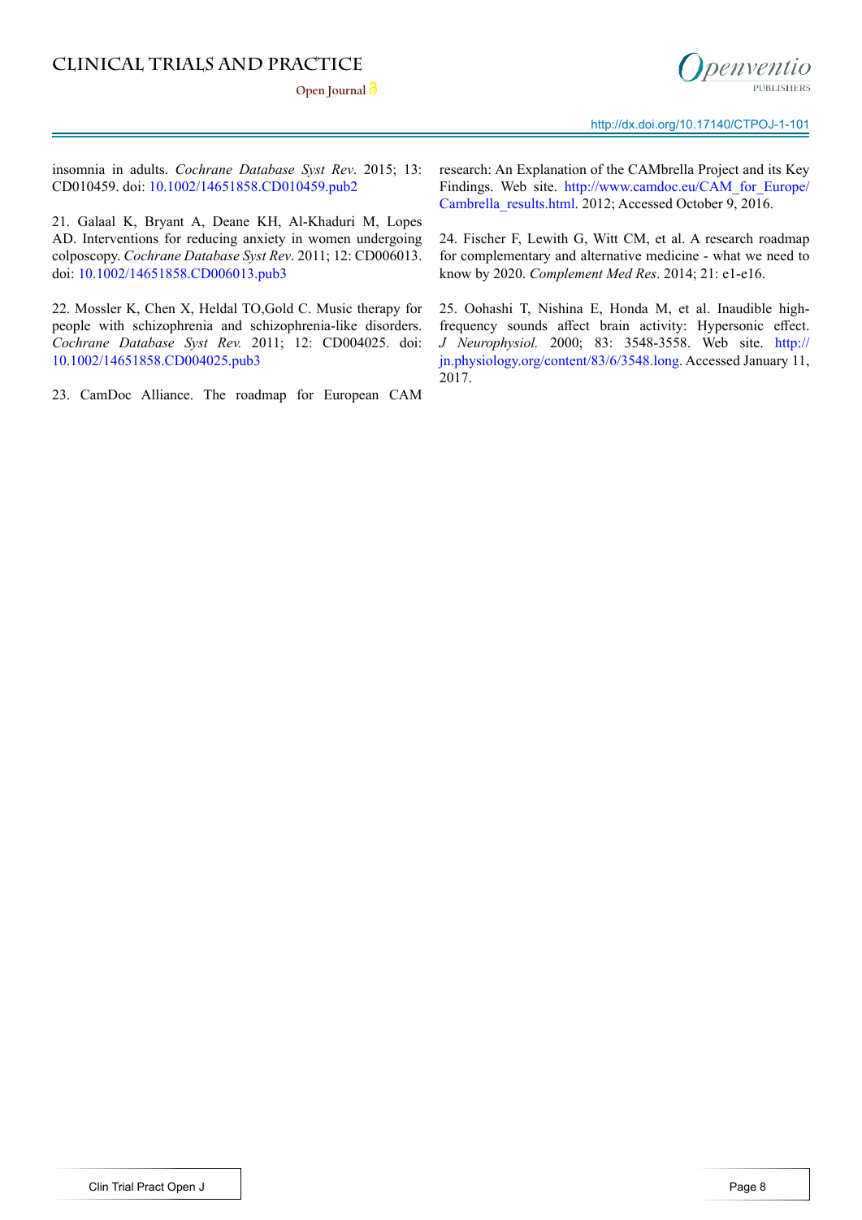insomnia in adults. *Cochrane Database Syst Rev*. 2015; 13: CD010459. doi: 10.1002/14651858.CD010459.pub2

21. Galaal K, Bryant A, Deane KH, Al-Khaduri M, Lopes AD. Interventions for reducing anxiety in women undergoing colposcopy. *Cochrane Database Syst Rev*. 2011; 12: CD006013. doi: 10.1002/14651858.CD006013.pub3

22. Mossler K, Chen X, Heldal TO,Gold C. Music therapy for people with schizophrenia and schizophrenia-like disorders. *Cochrane Database Syst Rev.* 2011; 12: CD004025. doi: 10.1002/14651858.CD004025.pub3

23. CamDoc Alliance. The roadmap for European CAM research: An Explanation of the CAMbrella Project and its Key Findings. Web site. http://www.camdoc.eu/CAM_for_Europe/Cambrella_results.html. 2012; Accessed October 9, 2016.

24. Fischer F, Lewith G, Witt CM, et al. A research roadmap for complementary and alternative medicine - what we need to know by 2020. *Complement Med Res*. 2014; 21: e1-e16.

25. Oohashi T, Nishina E, Honda M, et al. Inaudible high-frequency sounds affect brain activity: Hypersonic effect. *J Neurophysiol.* 2000; 83: 3548-3558. Web site. http://jn.physiology.org/content/83/6/3548.long. Accessed January 11, 2017.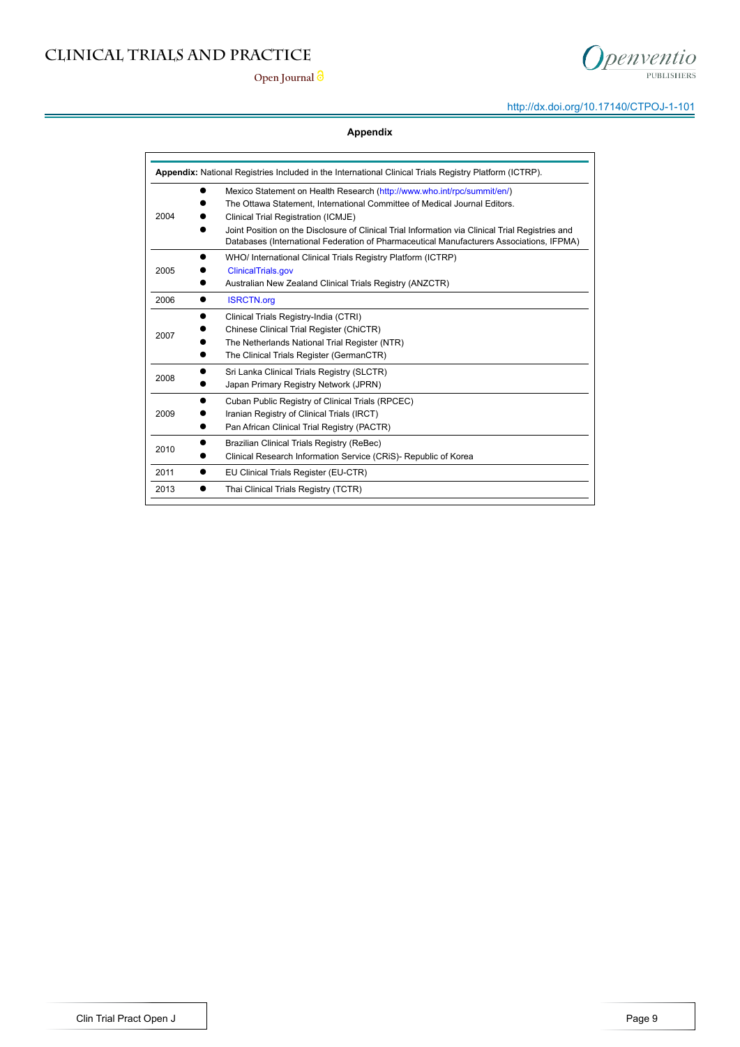## Appendix

**Appendix:** National Registries Included in the International Clinical Trials Registry Platform (ICTRP).

| | |
|---|---|
| 2004 | • Mexico Statement on Health Research (http://www.who.int/rpc/summit/en/)<br>• The Ottawa Statement, International Committee of Medical Journal Editors.<br>• Clinical Trial Registration (ICMJE)<br>• Joint Position on the Disclosure of Clinical Trial Information via Clinical Trial Registries and Databases (International Federation of Pharmaceutical Manufacturers Associations, IFPMA) |
| 2005 | • WHO/ International Clinical Trials Registry Platform (ICTRP)<br>• ClinicalTrials.gov<br>• Australian New Zealand Clinical Trials Registry (ANZCTR) |
| 2006 | • ISRCTN.org |
| 2007 | • Clinical Trials Registry-India (CTRI)<br>• Chinese Clinical Trial Register (ChiCTR)<br>• The Netherlands National Trial Register (NTR)<br>• The Clinical Trials Register (GermanCTR) |
| 2008 | • Sri Lanka Clinical Trials Registry (SLCTR)<br>• Japan Primary Registry Network (JPRN) |
| 2009 | • Cuban Public Registry of Clinical Trials (RPCEC)<br>• Iranian Registry of Clinical Trials (IRCT)<br>• Pan African Clinical Trial Registry (PACTR) |
| 2010 | • Brazilian Clinical Trials Registry (ReBec)<br>• Clinical Research Information Service (CRiS)- Republic of Korea |
| 2011 | • EU Clinical Trials Register (EU-CTR) |
| 2013 | • Thai Clinical Trials Registry (TCTR) |